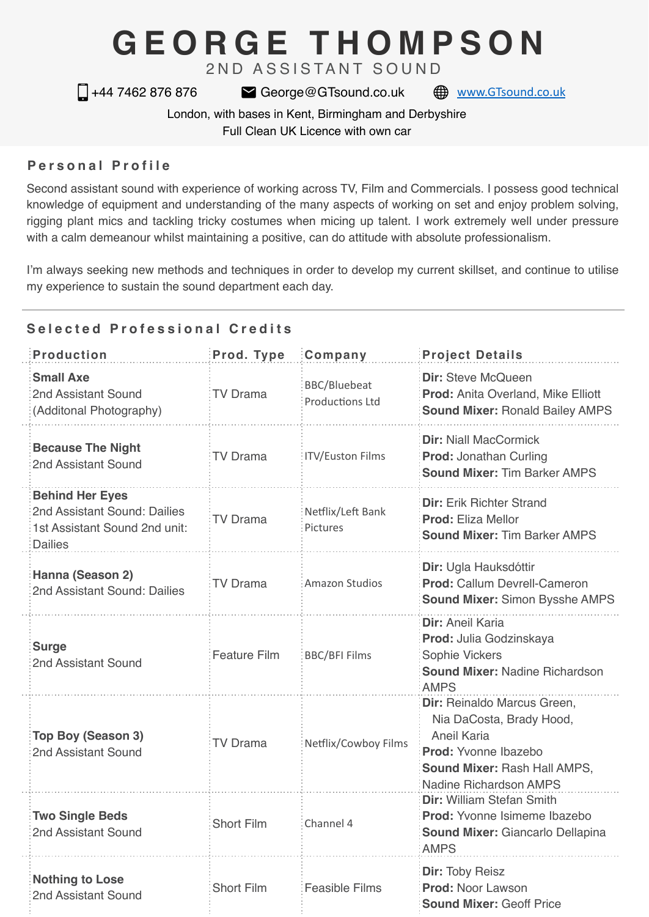# GEORGE THOMPSON

2ND ASSISTANT SOUND

+44 7462 876 876 George@GTsound.co.uk www.GTsound.co.uk

London, with bases in Kent, Birmingham and Derbyshire
Full Clean UK Licence with own car

## Personal Profile

Second assistant sound with experience of working across TV, Film and Commercials. I possess good technical knowledge of equipment and understanding of the many aspects of working on set and enjoy problem solving, rigging plant mics and tackling tricky costumes when micing up talent. I work extremely well under pressure with a calm demeanour whilst maintaining a positive, can do attitude with absolute professionalism.

I'm always seeking new methods and techniques in order to develop my current skillset, and continue to utilise my experience to sustain the sound department each day.

## Selected Professional Credits

| Production | Prod. Type | Company | Project Details |
|---|---|---|---|
| **Small Axe**<br>2nd Assistant Sound<br>(Additonal Photography) | TV Drama | BBC/Bluebeat Productions Ltd | **Dir:** Steve McQueen<br>**Prod:** Anita Overland, Mike Elliott<br>**Sound Mixer:** Ronald Bailey AMPS |
| **Because The Night**<br>2nd Assistant Sound | TV Drama | ITV/Euston Films | **Dir:** Niall MacCormick<br>**Prod:** Jonathan Curling<br>**Sound Mixer:** Tim Barker AMPS |
| **Behind Her Eyes**<br>2nd Assistant Sound: Dailies<br>1st Assistant Sound 2nd unit: Dailies | TV Drama | Netflix/Left Bank Pictures | **Dir:** Erik Richter Strand<br>**Prod:** Eliza Mellor<br>**Sound Mixer:** Tim Barker AMPS |
| **Hanna (Season 2)**<br>2nd Assistant Sound: Dailies | TV Drama | Amazon Studios | **Dir:** Ugla Hauksdóttir<br>**Prod:** Callum Devrell-Cameron<br>**Sound Mixer:** Simon Bysshe AMPS |
| **Surge**<br>2nd Assistant Sound | Feature Film | BBC/BFI Films | **Dir:** Aneil Karia<br>**Prod:** Julia Godzinskaya<br>Sophie Vickers<br>**Sound Mixer:** Nadine Richardson AMPS |
| **Top Boy (Season 3)**<br>2nd Assistant Sound | TV Drama | Netflix/Cowboy Films | **Dir:** Reinaldo Marcus Green, Nia DaCosta, Brady Hood, Aneil Karia<br>**Prod:** Yvonne Ibazebo<br>**Sound Mixer:** Rash Hall AMPS, Nadine Richardson AMPS |
| **Two Single Beds**<br>2nd Assistant Sound | Short Film | Channel 4 | **Dir:** William Stefan Smith<br>**Prod:** Yvonne Isimeme Ibazebo<br>**Sound Mixer:** Giancarlo Dellapina AMPS |
| **Nothing to Lose**<br>2nd Assistant Sound | Short Film | Feasible Films | **Dir:** Toby Reisz<br>**Prod:** Noor Lawson<br>**Sound Mixer:** Geoff Price |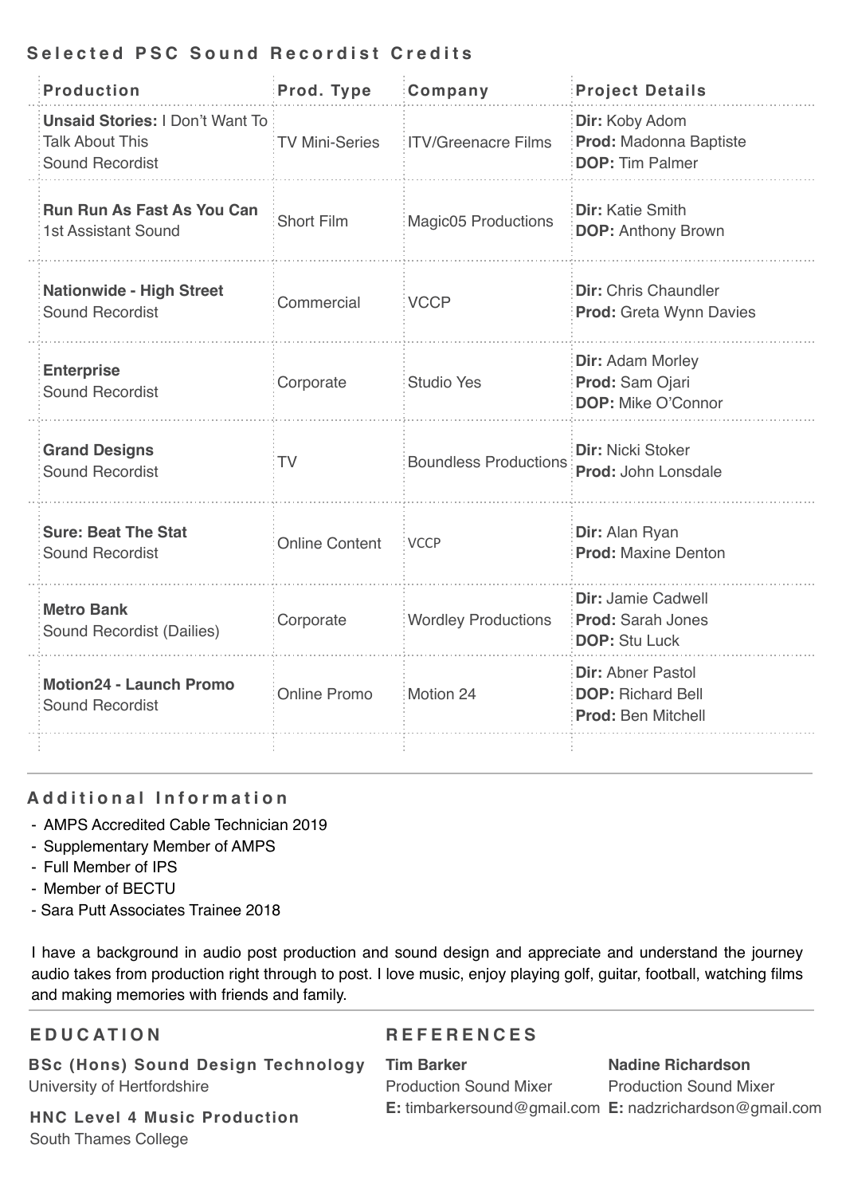## Selected PSC Sound Recordist Credits

| Production | Prod. Type | Company | Project Details |
| --- | --- | --- | --- |
| **Unsaid Stories:** I Don't Want To Talk About This<br>Sound Recordist | TV Mini-Series | ITV/Greenacre Films | **Dir:** Koby Adom<br>**Prod:** Madonna Baptiste<br>**DOP:** Tim Palmer |
| **Run Run As Fast As You Can**<br>1st Assistant Sound | Short Film | Magic05 Productions | **Dir:** Katie Smith<br>**DOP:** Anthony Brown |
| **Nationwide - High Street**<br>Sound Recordist | Commercial | VCCP | **Dir:** Chris Chaundler<br>**Prod:** Greta Wynn Davies |
| **Enterprise**<br>Sound Recordist | Corporate | Studio Yes | **Dir:** Adam Morley<br>**Prod:** Sam Ojari<br>**DOP:** Mike O'Connor |
| **Grand Designs**<br>Sound Recordist | TV | Boundless Productions | **Dir:** Nicki Stoker<br>**Prod:** John Lonsdale |
| **Sure: Beat The Stat**<br>Sound Recordist | Online Content | VCCP | **Dir:** Alan Ryan<br>**Prod:** Maxine Denton |
| **Metro Bank**<br>Sound Recordist (Dailies) | Corporate | Wordley Productions | **Dir:** Jamie Cadwell<br>**Prod:** Sarah Jones<br>**DOP:** Stu Luck |
| **Motion24 - Launch Promo**<br>Sound Recordist | Online Promo | Motion 24 | **Dir:** Abner Pastol<br>**DOP:** Richard Bell<br>**Prod:** Ben Mitchell |

## Additional Information

- AMPS Accredited Cable Technician 2019
- Supplementary Member of AMPS
- Full Member of IPS
- Member of BECTU
- Sara Putt Associates Trainee 2018

I have a background in audio post production and sound design and appreciate and understand the journey audio takes from production right through to post. I love music, enjoy playing golf, guitar, football, watching films and making memories with friends and family.

## EDUCATION

**BSc (Hons) Sound Design Technology**
University of Hertfordshire

**HNC Level 4 Music Production**
South Thames College

## REFERENCES

**Tim Barker**
Production Sound Mixer
**E:** timbarkersound@gmail.com

**Nadine Richardson**
Production Sound Mixer
**E:** nadzrichardson@gmail.com